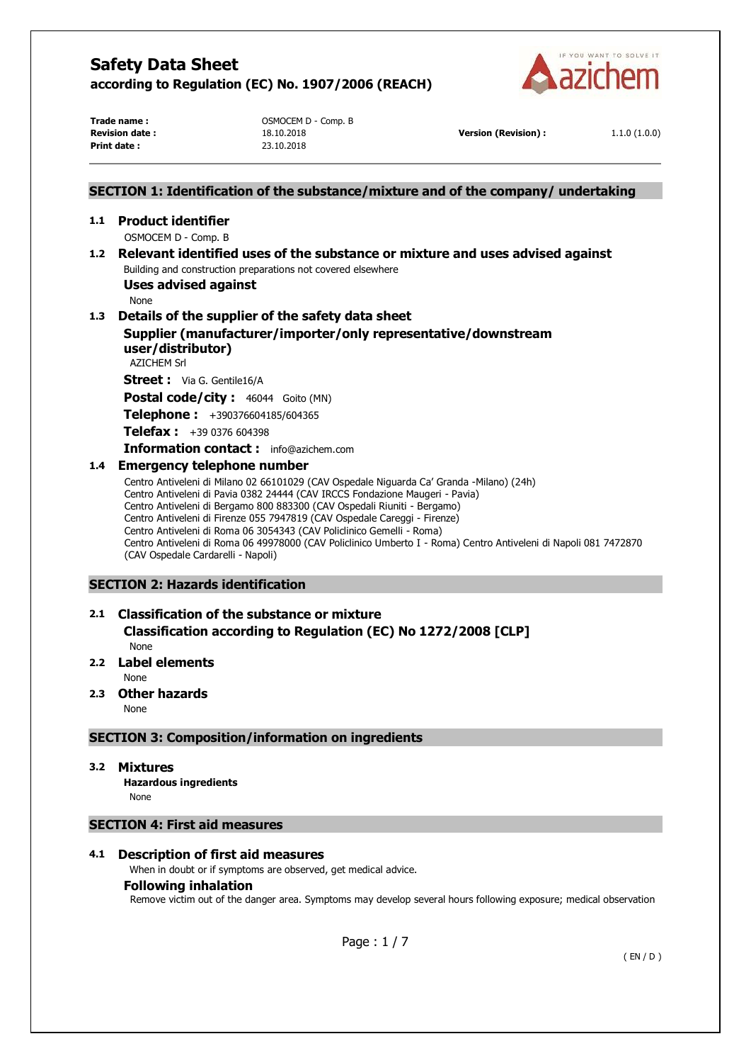# Safety Data Sheet

**according to Regulation (EC) No. 1907/2006 (REACH)**

**Trade name :** OSMOCEM D - Comp. B
**Revision date :** 18.10.2018 **Version (Revision) :** 1.1.0 (1.0.0)
**Print date :** 23.10.2018

## SECTION 1: Identification of the substance/mixture and of the company/ undertaking

### 1.1 Product identifier

OSMOCEM D - Comp. B

### 1.2 Relevant identified uses of the substance or mixture and uses advised against

Building and construction preparations not covered elsewhere

**Uses advised against**

None

### 1.3 Details of the supplier of the safety data sheet

**Supplier (manufacturer/importer/only representative/downstream user/distributor)**

AZICHEM Srl

**Street :** Via G. Gentile16/A

**Postal code/city :** 46044 Goito (MN)

**Telephone :** +390376604185/604365

**Telefax :** +39 0376 604398

**Information contact :** info@azichem.com

### 1.4 Emergency telephone number

Centro Antiveleni di Milano 02 66101029 (CAV Ospedale Niguarda Ca' Granda -Milano) (24h)
Centro Antiveleni di Pavia 0382 24444 (CAV IRCCS Fondazione Maugeri - Pavia)
Centro Antiveleni di Bergamo 800 883300 (CAV Ospedali Riuniti - Bergamo)
Centro Antiveleni di Firenze 055 7947819 (CAV Ospedale Careggi - Firenze)
Centro Antiveleni di Roma 06 3054343 (CAV Policlinico Gemelli - Roma)
Centro Antiveleni di Roma 06 49978000 (CAV Policlinico Umberto I - Roma) Centro Antiveleni di Napoli 081 7472870 (CAV Ospedale Cardarelli - Napoli)

## SECTION 2: Hazards identification

### 2.1 Classification of the substance or mixture

**Classification according to Regulation (EC) No 1272/2008 [CLP]**

None

### 2.2 Label elements

None

### 2.3 Other hazards

None

## SECTION 3: Composition/information on ingredients

### 3.2 Mixtures

**Hazardous ingredients**

None

## SECTION 4: First aid measures

### 4.1 Description of first aid measures

When in doubt or if symptoms are observed, get medical advice.

**Following inhalation**

Remove victim out of the danger area. Symptoms may develop several hours following exposure; medical observation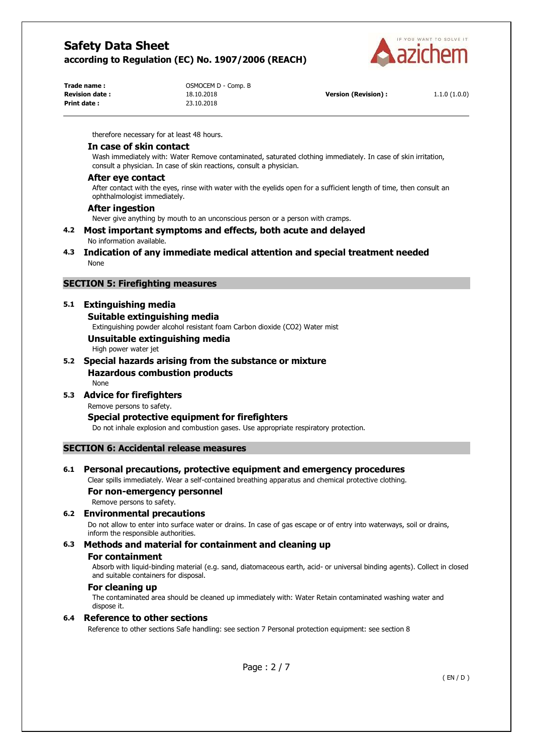therefore necessary for at least 48 hours.

### In case of skin contact

Wash immediately with: Water Remove contaminated, saturated clothing immediately. In case of skin irritation, consult a physician. In case of skin reactions, consult a physician.

### After eye contact

After contact with the eyes, rinse with water with the eyelids open for a sufficient length of time, then consult an ophthalmologist immediately.

### After ingestion

Never give anything by mouth to an unconscious person or a person with cramps.

### 4.2 Most important symptoms and effects, both acute and delayed

No information available.

### 4.3 Indication of any immediate medical attention and special treatment needed

None

## SECTION 5: Firefighting measures

### 5.1 Extinguishing media

#### Suitable extinguishing media

Extinguishing powder alcohol resistant foam Carbon dioxide ($CO_2$) Water mist

#### Unsuitable extinguishing media

High power water jet

### 5.2 Special hazards arising from the substance or mixture

#### Hazardous combustion products

None

### 5.3 Advice for firefighters

Remove persons to safety.

#### Special protective equipment for firefighters

Do not inhale explosion and combustion gases. Use appropriate respiratory protection.

## SECTION 6: Accidental release measures

### 6.1 Personal precautions, protective equipment and emergency procedures

Clear spills immediately. Wear a self-contained breathing apparatus and chemical protective clothing.

#### For non-emergency personnel

Remove persons to safety.

### 6.2 Environmental precautions

Do not allow to enter into surface water or drains. In case of gas escape or of entry into waterways, soil or drains, inform the responsible authorities.

### 6.3 Methods and material for containment and cleaning up

#### For containment

Absorb with liquid-binding material (e.g. sand, diatomaceous earth, acid- or universal binding agents). Collect in closed and suitable containers for disposal.

#### For cleaning up

The contaminated area should be cleaned up immediately with: Water Retain contaminated washing water and dispose it.

### 6.4 Reference to other sections

Reference to other sections Safe handling: see section 7 Personal protection equipment: see section 8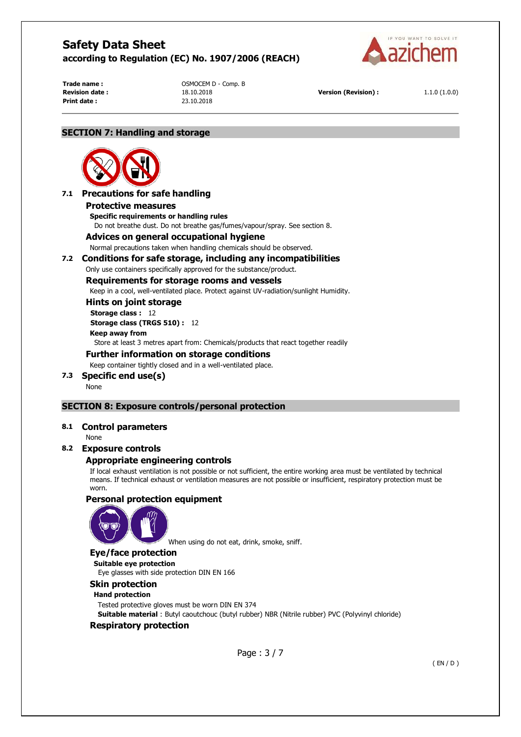## SECTION 7: Handling and storage

### 7.1 Precautions for safe handling

#### Protective measures

**Specific requirements or handling rules**

Do not breathe dust. Do not breathe gas/fumes/vapour/spray. See section 8.

#### Advices on general occupational hygiene

Normal precautions taken when handling chemicals should be observed.

### 7.2 Conditions for safe storage, including any incompatibilities

Only use containers specifically approved for the substance/product.

#### Requirements for storage rooms and vessels

Keep in a cool, well-ventilated place. Protect against UV-radiation/sunlight Humidity.

#### Hints on joint storage

**Storage class :** 12

**Storage class (TRGS 510) :** 12

**Keep away from**

Store at least 3 metres apart from: Chemicals/products that react together readily

#### Further information on storage conditions

Keep container tightly closed and in a well-ventilated place.

### 7.3 Specific end use(s)

None

## SECTION 8: Exposure controls/personal protection

### 8.1 Control parameters

None

### 8.2 Exposure controls

#### Appropriate engineering controls

If local exhaust ventilation is not possible or not sufficient, the entire working area must be ventilated by technical means. If technical exhaust or ventilation measures are not possible or insufficient, respiratory protection must be worn.

#### Personal protection equipment

When using do not eat, drink, smoke, sniff.

#### Eye/face protection

**Suitable eye protection**

Eye glasses with side protection DIN EN 166

#### Skin protection

**Hand protection**

Tested protective gloves must be worn DIN EN 374

**Suitable material** : Butyl caoutchouc (butyl rubber) NBR (Nitrile rubber) PVC (Polyvinyl chloride)

#### Respiratory protection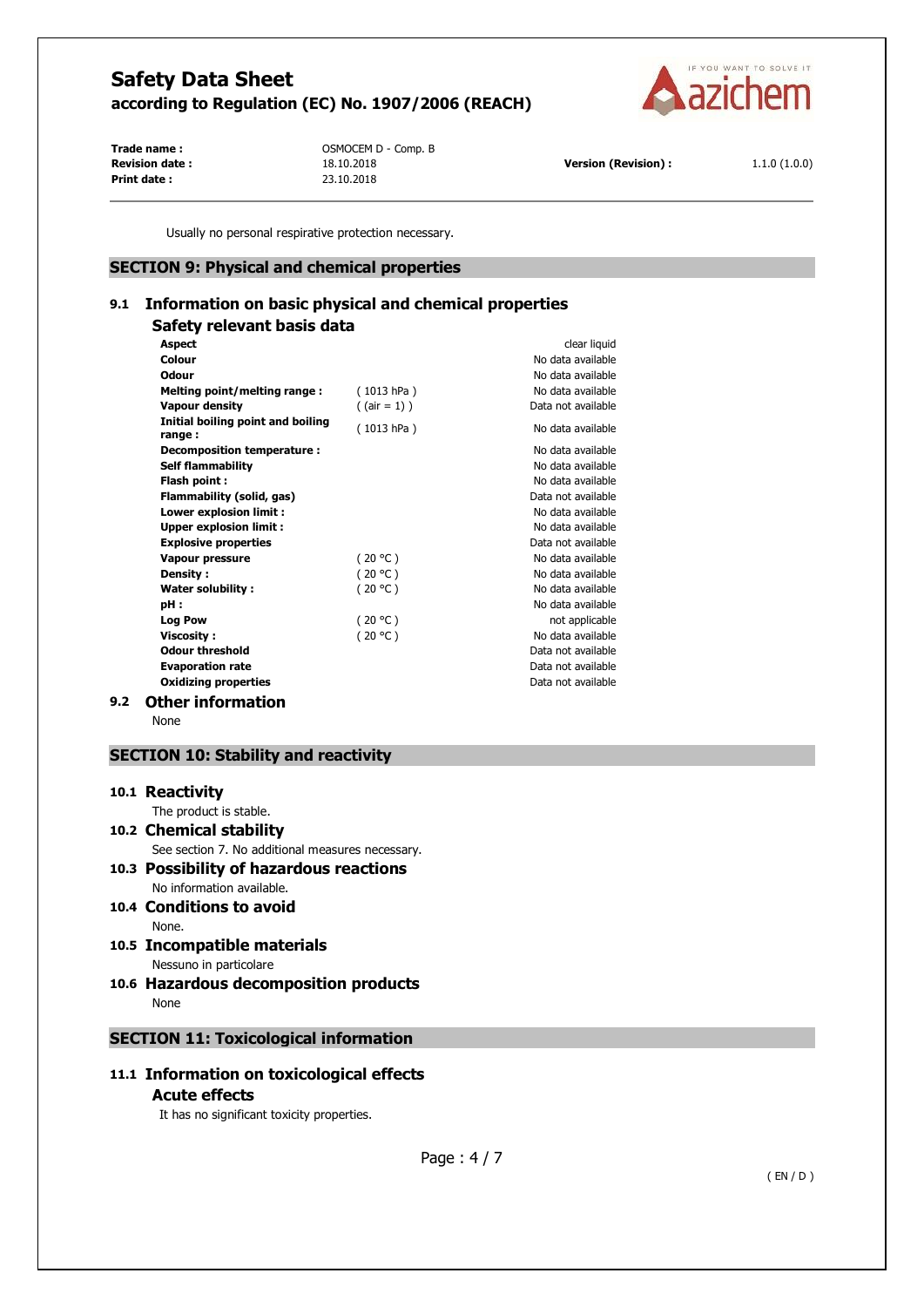Usually no personal respiratory protection necessary.

## SECTION 9: Physical and chemical properties

### 9.1 Information on basic physical and chemical properties

#### Safety relevant basis data

| Property | Condition | Value |
|---|---|---|
| **Aspect** | | clear liquid |
| **Colour** | | No data available |
| **Odour** | | No data available |
| **Melting point/melting range :** | ( 1013 hPa ) | No data available |
| **Vapour density** | ( (air = 1) ) | Data not available |
| **Initial boiling point and boiling range :** | ( 1013 hPa ) | No data available |
| **Decomposition temperature :** | | No data available |
| **Self flammability** | | No data available |
| **Flash point :** | | No data available |
| **Flammability (solid, gas)** | | Data not available |
| **Lower explosion limit :** | | No data available |
| **Upper explosion limit :** | | No data available |
| **Explosive properties** | | Data not available |
| **Vapour pressure** | ( 20 °C ) | No data available |
| **Density :** | ( 20 °C ) | No data available |
| **Water solubility :** | ( 20 °C ) | No data available |
| **pH :** | | No data available |
| **Log Pow** | ( 20 °C ) | not applicable |
| **Viscosity :** | ( 20 °C ) | No data available |
| **Odour threshold** | | Data not available |
| **Evaporation rate** | | Data not available |
| **Oxidizing properties** | | Data not available |

### 9.2 Other information

None

## SECTION 10: Stability and reactivity

### 10.1 Reactivity

The product is stable.

### 10.2 Chemical stability

See section 7. No additional measures necessary.

### 10.3 Possibility of hazardous reactions

No information available.

### 10.4 Conditions to avoid

None.

### 10.5 Incompatible materials

Nessuno in particolare

### 10.6 Hazardous decomposition products

None

## SECTION 11: Toxicological information

### 11.1 Information on toxicological effects

#### Acute effects

It has no significant toxicity properties.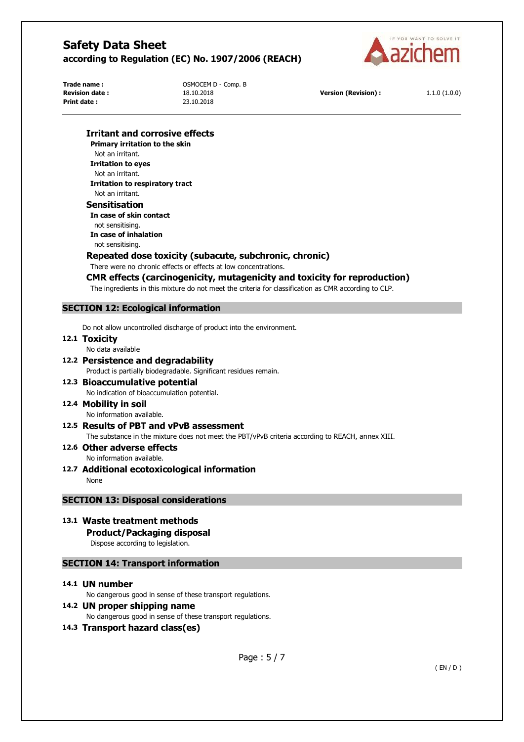### Irritant and corrosive effects

**Primary irritation to the skin**

Not an irritant.

**Irritation to eyes**

Not an irritant.

**Irritation to respiratory tract**

Not an irritant.

### Sensitisation

**In case of skin contact**

not sensitising.

**In case of inhalation**

not sensitising.

### Repeated dose toxicity (subacute, subchronic, chronic)

There were no chronic effects or effects at low concentrations.

### CMR effects (carcinogenicity, mutagenicity and toxicity for reproduction)

The ingredients in this mixture do not meet the criteria for classification as CMR according to CLP.

## SECTION 12: Ecological information

Do not allow uncontrolled discharge of product into the environment.

### 12.1 Toxicity

No data available

### 12.2 Persistence and degradability

Product is partially biodegradable. Significant residues remain.

### 12.3 Bioaccumulative potential

No indication of bioaccumulation potential.

### 12.4 Mobility in soil

No information available.

### 12.5 Results of PBT and vPvB assessment

The substance in the mixture does not meet the PBT/vPvB criteria according to REACH, annex XIII.

### 12.6 Other adverse effects

No information available.

### 12.7 Additional ecotoxicological information

None

## SECTION 13: Disposal considerations

### 13.1 Waste treatment methods

**Product/Packaging disposal**

Dispose according to legislation.

## SECTION 14: Transport information

### 14.1 UN number

No dangerous good in sense of these transport regulations.

### 14.2 UN proper shipping name

No dangerous good in sense of these transport regulations.

### 14.3 Transport hazard class(es)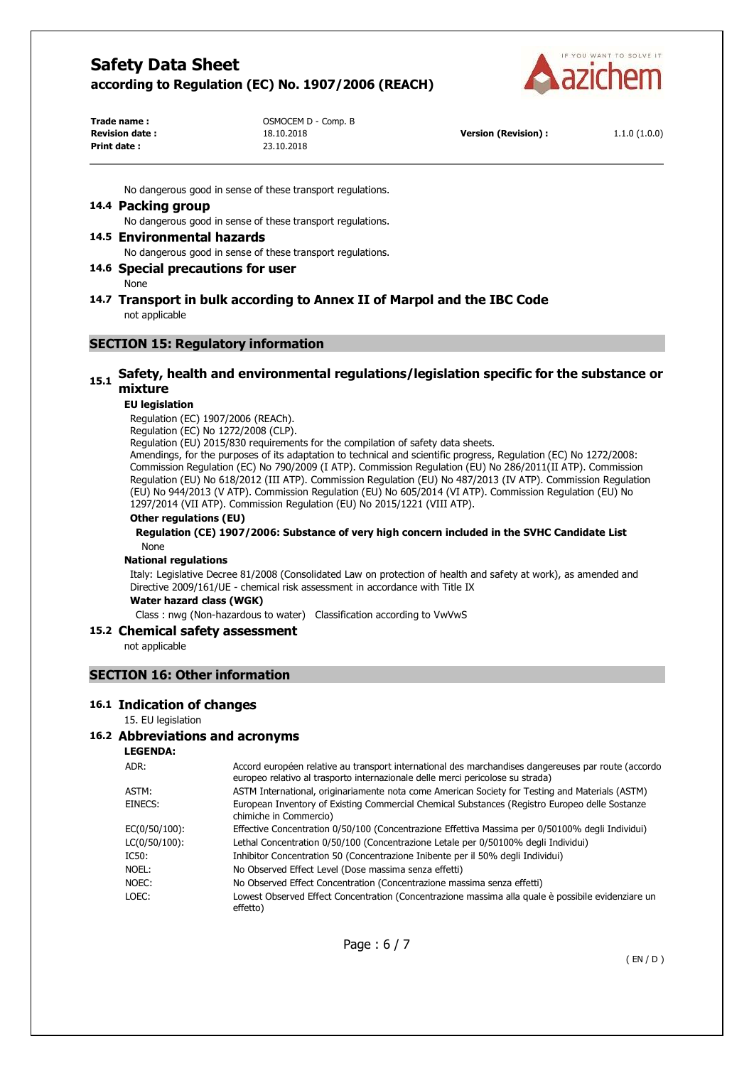No dangerous good in sense of these transport regulations.

### 14.4 Packing group

No dangerous good in sense of these transport regulations.

### 14.5 Environmental hazards

No dangerous good in sense of these transport regulations.

### 14.6 Special precautions for user

None

### 14.7 Transport in bulk according to Annex II of Marpol and the IBC Code

not applicable

## SECTION 15: Regulatory information

### 15.1 Safety, health and environmental regulations/legislation specific for the substance or mixture

**EU legislation**

Regulation (EC) 1907/2006 (REACh).
Regulation (EC) No 1272/2008 (CLP).
Regulation (EU) 2015/830 requirements for the compilation of safety data sheets.
Amendings, for the purposes of its adaptation to technical and scientific progress, Regulation (EC) No 1272/2008: Commission Regulation (EC) No 790/2009 (I ATP). Commission Regulation (EU) No 286/2011(II ATP). Commission Regulation (EU) No 618/2012 (III ATP). Commission Regulation (EU) No 487/2013 (IV ATP). Commission Regulation (EU) No 944/2013 (V ATP). Commission Regulation (EU) No 605/2014 (VI ATP). Commission Regulation (EU) No 1297/2014 (VII ATP). Commission Regulation (EU) No 2015/1221 (VIII ATP).

**Other regulations (EU)**

**Regulation (CE) 1907/2006: Substance of very high concern included in the SVHC Candidate List**

None

**National regulations**

Italy: Legislative Decree 81/2008 (Consolidated Law on protection of health and safety at work), as amended and Directive 2009/161/UE - chemical risk assessment in accordance with Title IX

**Water hazard class (WGK)**

Class : nwg (Non-hazardous to water) Classification according to VwVwS

### 15.2 Chemical safety assessment

not applicable

## SECTION 16: Other information

### 16.1 Indication of changes

15. EU legislation

### 16.2 Abbreviations and acronyms

**LEGENDA:**

| | |
|---|---|
| ADR: | Accord européen relative au transport international des marchandises dangereuses par route (accordo europeo relativo al trasporto internazionale delle merci pericolose su strada) |
| ASTM: | ASTM International, originariamente nota come American Society for Testing and Materials (ASTM) |
| EINECS: | European Inventory of Existing Commercial Chemical Substances (Registro Europeo delle Sostanze chimiche in Commercio) |
| EC(0/50/100): | Effective Concentration 0/50/100 (Concentrazione Effettiva Massima per 0/50100% degli Individui) |
| LC(0/50/100): | Lethal Concentration 0/50/100 (Concentrazione Letale per 0/50100% degli Individui) |
| IC50: | Inhibitor Concentration 50 (Concentrazione Inibente per il 50% degli Individui) |
| NOEL: | No Observed Effect Level (Dose massima senza effetti) |
| NOEC: | No Observed Effect Concentration (Concentrazione massima senza effetti) |
| LOEC: | Lowest Observed Effect Concentration (Concentrazione massima alla quale è possibile evidenziare un effetto) |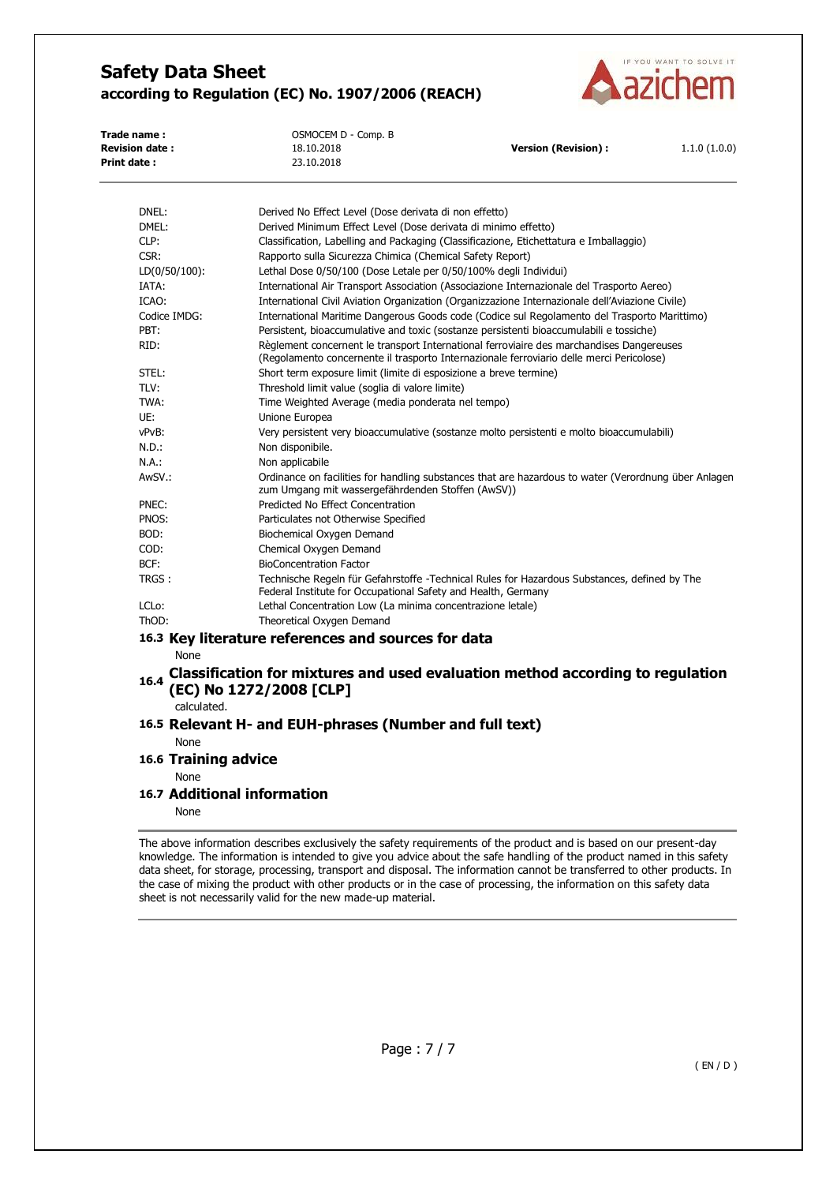| | |
|---|---|
| DNEL: | Derived No Effect Level (Dose derivata di non effetto) |
| DMEL: | Derived Minimum Effect Level (Dose derivata di minimo effetto) |
| CLP: | Classification, Labelling and Packaging (Classificazione, Etichettatura e Imballaggio) |
| CSR: | Rapporto sulla Sicurezza Chimica (Chemical Safety Report) |
| LD(0/50/100): | Lethal Dose 0/50/100 (Dose Letale per 0/50/100% degli Individui) |
| IATA: | International Air Transport Association (Associazione Internazionale del Trasporto Aereo) |
| ICAO: | International Civil Aviation Organization (Organizzazione Internazionale dell'Aviazione Civile) |
| Codice IMDG: | International Maritime Dangerous Goods code (Codice sul Regolamento del Trasporto Marittimo) |
| PBT: | Persistent, bioaccumulative and toxic (sostanze persistenti bioaccumulabili e tossiche) |
| RID: | Règlement concernent le transport International ferroviaire des marchandises Dangereuses (Regolamento concernente il trasporto Internazionale ferroviario delle merci Pericolose) |
| STEL: | Short term exposure limit (limite di esposizione a breve termine) |
| TLV: | Threshold limit value (soglia di valore limite) |
| TWA: | Time Weighted Average (media ponderata nel tempo) |
| UE: | Unione Europea |
| vPvB: | Very persistent very bioaccumulative (sostanze molto persistenti e molto bioaccumulabili) |
| N.D.: | Non disponibile. |
| N.A.: | Non applicabile |
| AwSV.: | Ordinance on facilities for handling substances that are hazardous to water (Verordnung über Anlagen zum Umgang mit wassergefährdenden Stoffen (AwSV)) |
| PNEC: | Predicted No Effect Concentration |
| PNOS: | Particulates not Otherwise Specified |
| BOD: | Biochemical Oxygen Demand |
| COD: | Chemical Oxygen Demand |
| BCF: | BioConcentration Factor |
| TRGS : | Technische Regeln für Gefahrstoffe -Technical Rules for Hazardous Substances, defined by The Federal Institute for Occupational Safety and Health, Germany |
| LCLo: | Lethal Concentration Low (La minima concentrazione letale) |
| ThOD: | Theoretical Oxygen Demand |

### 16.3 Key literature references and sources for data

None

### 16.4 Classification for mixtures and used evaluation method according to regulation (EC) No 1272/2008 [CLP]

calculated.

### 16.5 Relevant H- and EUH-phrases (Number and full text)

None

### 16.6 Training advice

None

### 16.7 Additional information

None

---

The above information describes exclusively the safety requirements of the product and is based on our present-day knowledge. The information is intended to give you advice about the safe handling of the product named in this safety data sheet, for storage, processing, transport and disposal. The information cannot be transferred to other products. In the case of mixing the product with other products or in the case of processing, the information on this safety data sheet is not necessarily valid for the new made-up material.

---